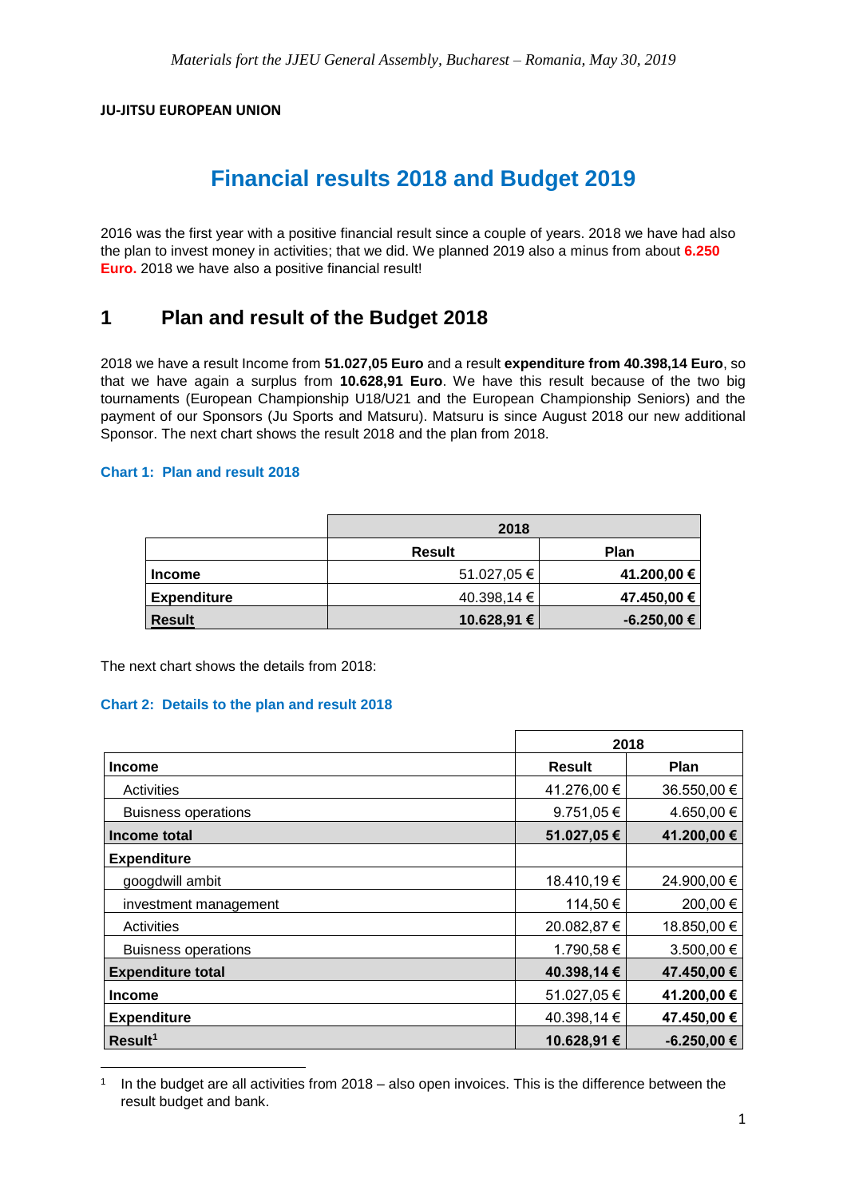*Materials fort the JJEU General Assembly, Bucharest – Romania, May 30, 2019*

**JU-JITSU EUROPEAN UNION**

# Financial results 2018 and Budget 2019

2016 was the first year with a positive financial result since a couple of years. 2018 we have had also the plan to invest money in activities; that we did. We planned 2019 also a minus from about **6.250 Euro.** 2018 we have also a positive financial result!

## 1 Plan and result of the Budget 2018

2018 we have a result Income from **51.027,05 Euro** and a result **expenditure from 40.398,14 Euro**, so that we have again a surplus from **10.628,91 Euro**. We have this result because of the two big tournaments (European Championship U18/U21 and the European Championship Seniors) and the payment of our Sponsors (Ju Sports and Matsuru). Matsuru is since August 2018 our new additional Sponsor. The next chart shows the result 2018 and the plan from 2018.

**Chart 1: Plan and result 2018**

| | 2018 | |
|---|---|---|
| | **Result** | **Plan** |
| **Income** | 51.027,05 € | **41.200,00 €** |
| **Expenditure** | 40.398,14 € | **47.450,00 €** |
| **Result** | **10.628,91 €** | **-6.250,00 €** |

The next chart shows the details from 2018:

**Chart 2: Details to the plan and result 2018**

| | 2018 | |
|---|---|---|
| **Income** | **Result** | **Plan** |
| Activities | 41.276,00 € | 36.550,00 € |
| Buisness operations | 9.751,05 € | 4.650,00 € |
| **Income total** | **51.027,05 €** | **41.200,00 €** |
| **Expenditure** | | |
| googdwill ambit | 18.410,19 € | 24.900,00 € |
| investment management | 114,50 € | 200,00 € |
| Activities | 20.082,87 € | 18.850,00 € |
| Buisness operations | 1.790,58 € | 3.500,00 € |
| **Expenditure total** | **40.398,14 €** | **47.450,00 €** |
| **Income** | 51.027,05 € | **41.200,00 €** |
| **Expenditure** | 40.398,14 € | **47.450,00 €** |
| **Result**[1] | **10.628,91 €** | **-6.250,00 €** |

[1] In the budget are all activities from 2018 – also open invoices. This is the difference between the result budget and bank.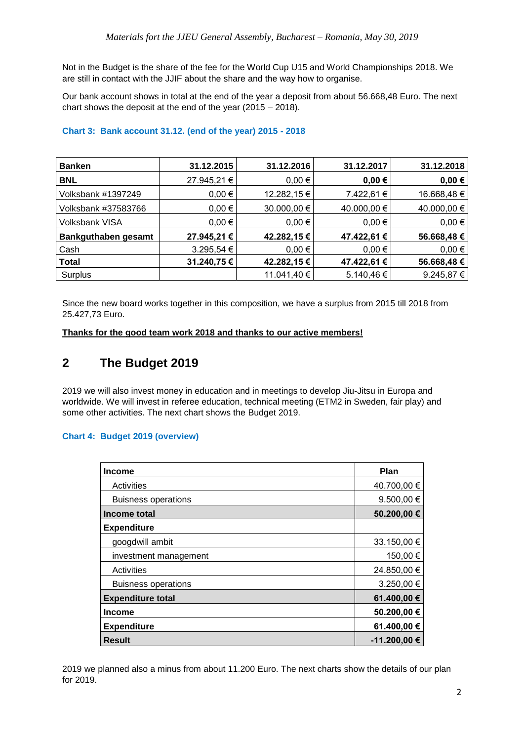Not in the Budget is the share of the fee for the World Cup U15 and World Championships 2018. We are still in contact with the JJIF about the share and the way how to organise.

Our bank account shows in total at the end of the year a deposit from about 56.668,48 Euro. The next chart shows the deposit at the end of the year (2015 – 2018).

**Chart 3: Bank account 31.12. (end of the year) 2015 - 2018**

| **Banken** | **31.12.2015** | **31.12.2016** | **31.12.2017** | **31.12.2018** |
|---|---|---|---|---|
| **BNL** | 27.945,21 € | 0,00 € | **0,00 €** | **0,00 €** |
| Volksbank #1397249 | 0,00 € | 12.282,15 € | 7.422,61 € | 16.668,48 € |
| Volksbank #37583766 | 0,00 € | 30.000,00 € | 40.000,00 € | 40.000,00 € |
| Volksbank VISA | 0,00 € | 0,00 € | 0,00 € | 0,00 € |
| **Bankguthaben gesamt** | **27.945,21 €** | **42.282,15 €** | **47.422,61 €** | **56.668,48 €** |
| Cash | 3.295,54 € | 0,00 € | 0,00 € | 0,00 € |
| **Total** | **31.240,75 €** | **42.282,15 €** | **47.422,61 €** | **56.668,48 €** |
| Surplus | | 11.041,40 € | 5.140,46 € | 9.245,87 € |

Since the new board works together in this composition, we have a surplus from 2015 till 2018 from 25.427,73 Euro.

**Thanks for the good team work 2018 and thanks to our active members!**

## 2 The Budget 2019

2019 we will also invest money in education and in meetings to develop Jiu-Jitsu in Europa and worldwide. We will invest in referee education, technical meeting (ETM2 in Sweden, fair play) and some other activities. The next chart shows the Budget 2019.

**Chart 4: Budget 2019 (overview)**

| **Income** | **Plan** |
|---|---|
| Activities | 40.700,00 € |
| Buisness operations | 9.500,00 € |
| **Income total** | **50.200,00 €** |
| **Expenditure** | |
| googdwill ambit | 33.150,00 € |
| investment management | 150,00 € |
| Activities | 24.850,00 € |
| Buisness operations | 3.250,00 € |
| **Expenditure total** | **61.400,00 €** |
| **Income** | **50.200,00 €** |
| **Expenditure** | **61.400,00 €** |
| **Result** | **-11.200,00 €** |

2019 we planned also a minus from about 11.200 Euro. The next charts show the details of our plan for 2019.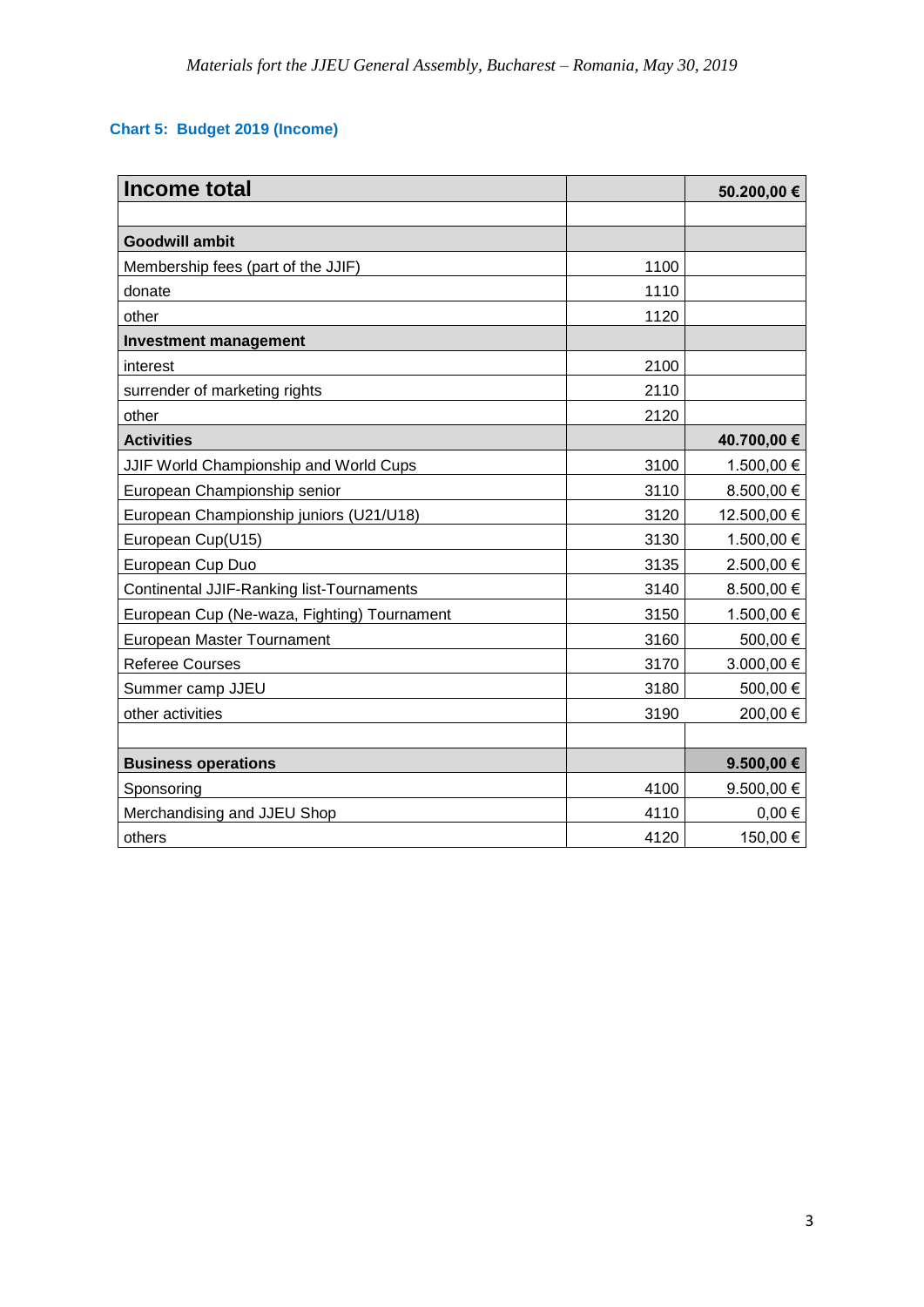*Materials fort the JJEU General Assembly, Bucharest – Romania, May 30, 2019*

**Chart 5: Budget 2019 (Income)**

| **Income total** | | **50.200,00 €** |
|---|---|---|
| | | |
| **Goodwill ambit** | | |
| Membership fees (part of the JJIF) | 1100 | |
| donate | 1110 | |
| other | 1120 | |
| **Investment management** | | |
| interest | 2100 | |
| surrender of marketing rights | 2110 | |
| other | 2120 | |
| **Activities** | | **40.700,00 €** |
| JJIF World Championship and World Cups | 3100 | 1.500,00 € |
| European Championship senior | 3110 | 8.500,00 € |
| European Championship juniors (U21/U18) | 3120 | 12.500,00 € |
| European Cup(U15) | 3130 | 1.500,00 € |
| European Cup Duo | 3135 | 2.500,00 € |
| Continental JJIF-Ranking list-Tournaments | 3140 | 8.500,00 € |
| European Cup (Ne-waza, Fighting) Tournament | 3150 | 1.500,00 € |
| European Master Tournament | 3160 | 500,00 € |
| Referee Courses | 3170 | 3.000,00 € |
| Summer camp JJEU | 3180 | 500,00 € |
| other activities | 3190 | 200,00 € |
| | | |
| **Business operations** | | **9.500,00 €** |
| Sponsoring | 4100 | 9.500,00 € |
| Merchandising and JJEU Shop | 4110 | 0,00 € |
| others | 4120 | 150,00 € |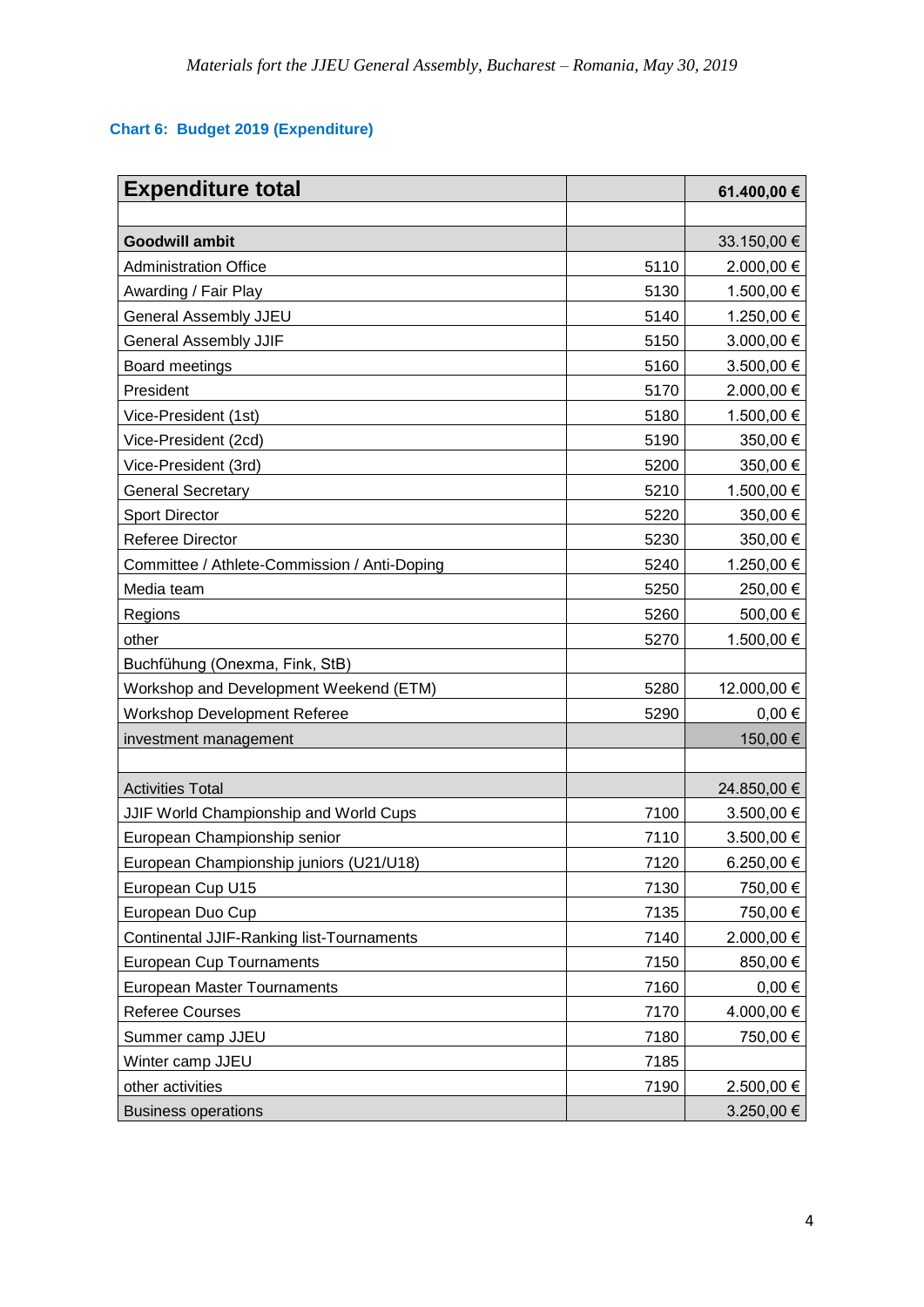### Chart 6: Budget 2019 (Expenditure)

| | | |
|---|---|---|
| **Expenditure total** | | **61.400,00 €** |
| | | |
| **Goodwill ambit** | | 33.150,00 € |
| Administration Office | 5110 | 2.000,00 € |
| Awarding / Fair Play | 5130 | 1.500,00 € |
| General Assembly JJEU | 5140 | 1.250,00 € |
| General Assembly JJIF | 5150 | 3.000,00 € |
| Board meetings | 5160 | 3.500,00 € |
| President | 5170 | 2.000,00 € |
| Vice-President (1st) | 5180 | 1.500,00 € |
| Vice-President (2cd) | 5190 | 350,00 € |
| Vice-President (3rd) | 5200 | 350,00 € |
| General Secretary | 5210 | 1.500,00 € |
| Sport Director | 5220 | 350,00 € |
| Referee Director | 5230 | 350,00 € |
| Committee / Athlete-Commission / Anti-Doping | 5240 | 1.250,00 € |
| Media team | 5250 | 250,00 € |
| Regions | 5260 | 500,00 € |
| other | 5270 | 1.500,00 € |
| Buchfühung (Onexma, Fink, StB) | | |
| Workshop and Development Weekend (ETM) | 5280 | 12.000,00 € |
| Workshop Development Referee | 5290 | 0,00 € |
| investment management | | 150,00 € |
| | | |
| Activities Total | | 24.850,00 € |
| JJIF World Championship and World Cups | 7100 | 3.500,00 € |
| European Championship senior | 7110 | 3.500,00 € |
| European Championship juniors (U21/U18) | 7120 | 6.250,00 € |
| European Cup U15 | 7130 | 750,00 € |
| European Duo Cup | 7135 | 750,00 € |
| Continental JJIF-Ranking list-Tournaments | 7140 | 2.000,00 € |
| European Cup Tournaments | 7150 | 850,00 € |
| European Master Tournaments | 7160 | 0,00 € |
| Referee Courses | 7170 | 4.000,00 € |
| Summer camp JJEU | 7180 | 750,00 € |
| Winter camp JJEU | 7185 | |
| other activities | 7190 | 2.500,00 € |
| Business operations | | 3.250,00 € |